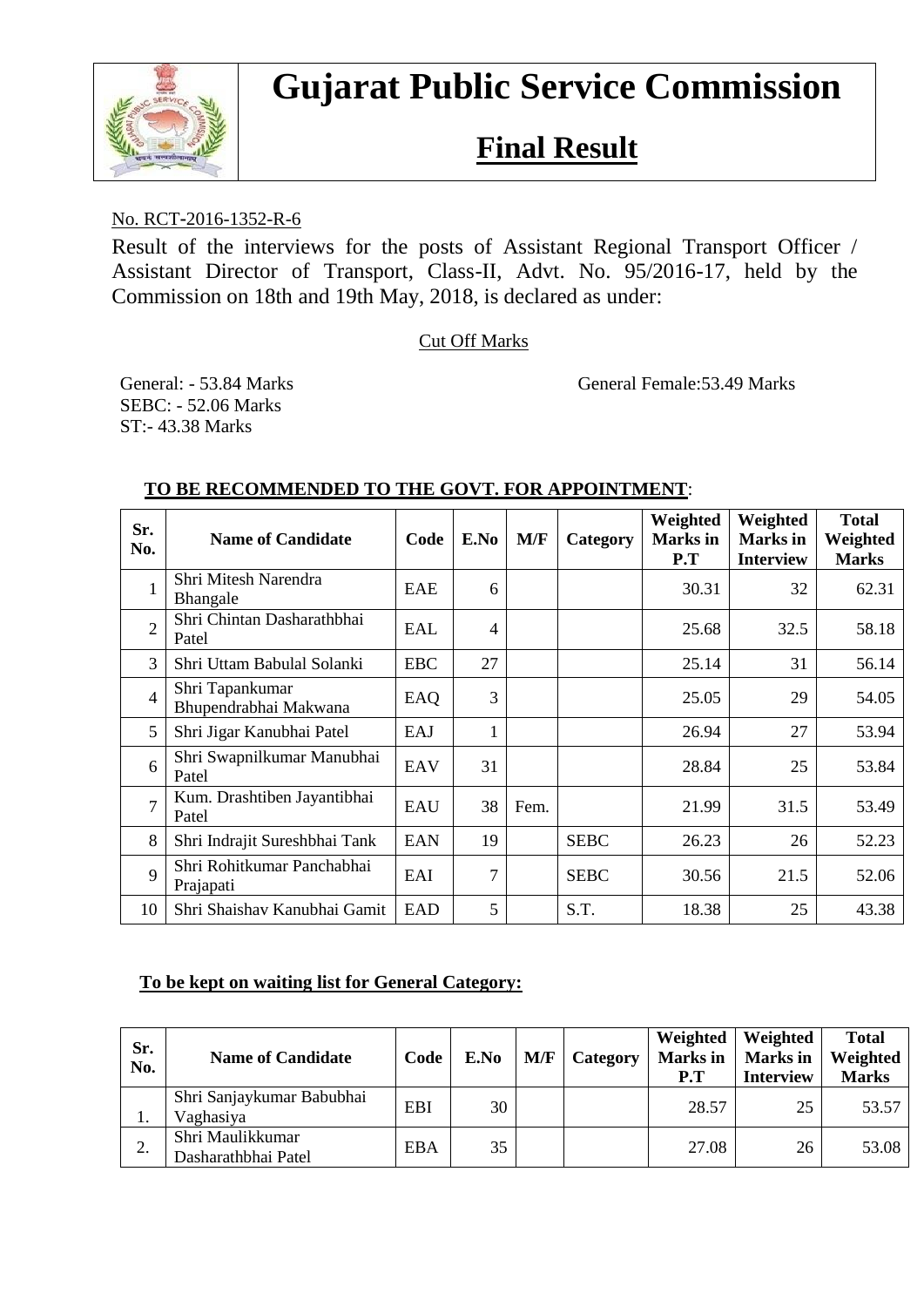# Gujarat Public Service Commission

## Final Result

No. RCT-2016-1352-R-6

Result of the interviews for the posts of Assistant Regional Transport Officer / Assistant Director of Transport, Class-II, Advt. No. 95/2016-17, held by the Commission on 18th and 19th May, 2018, is declared as under:

Cut Off Marks

General: - 53.84 Marks
SEBC: - 52.06 Marks
ST:- 43.38 Marks

General Female:53.49 Marks

**TO BE RECOMMENDED TO THE GOVT. FOR APPOINTMENT**:

| Sr. No. | Name of Candidate | Code | E.No | M/F | Category | Weighted Marks in P.T | Weighted Marks in Interview | Total Weighted Marks |
|---|---|---|---|---|---|---|---|---|
| 1 | Shri Mitesh Narendra Bhangale | EAE | 6 | | | 30.31 | 32 | 62.31 |
| 2 | Shri Chintan Dasharathbhai Patel | EAL | 4 | | | 25.68 | 32.5 | 58.18 |
| 3 | Shri Uttam Babulal Solanki | EBC | 27 | | | 25.14 | 31 | 56.14 |
| 4 | Shri Tapankumar Bhupendrabhai Makwana | EAQ | 3 | | | 25.05 | 29 | 54.05 |
| 5 | Shri Jigar Kanubhai Patel | EAJ | 1 | | | 26.94 | 27 | 53.94 |
| 6 | Shri Swapnilkumar Manubhai Patel | EAV | 31 | | | 28.84 | 25 | 53.84 |
| 7 | Kum. Drashtiben Jayantibhai Patel | EAU | 38 | Fem. | | 21.99 | 31.5 | 53.49 |
| 8 | Shri Indrajit Sureshbhai Tank | EAN | 19 | | SEBC | 26.23 | 26 | 52.23 |
| 9 | Shri Rohitkumar Panchabhai Prajapati | EAI | 7 | | SEBC | 30.56 | 21.5 | 52.06 |
| 10 | Shri Shaishav Kanubhai Gamit | EAD | 5 | | S.T. | 18.38 | 25 | 43.38 |

**To be kept on waiting list for General Category:**

| Sr. No. | Name of Candidate | Code | E.No | M/F | Category | Weighted Marks in P.T | Weighted Marks in Interview | Total Weighted Marks |
|---|---|---|---|---|---|---|---|---|
| 1. | Shri Sanjaykumar Babubhai Vaghasiya | EBI | 30 | | | 28.57 | 25 | 53.57 |
| 2. | Shri Maulikkumar Dasharathbhai Patel | EBA | 35 | | | 27.08 | 26 | 53.08 |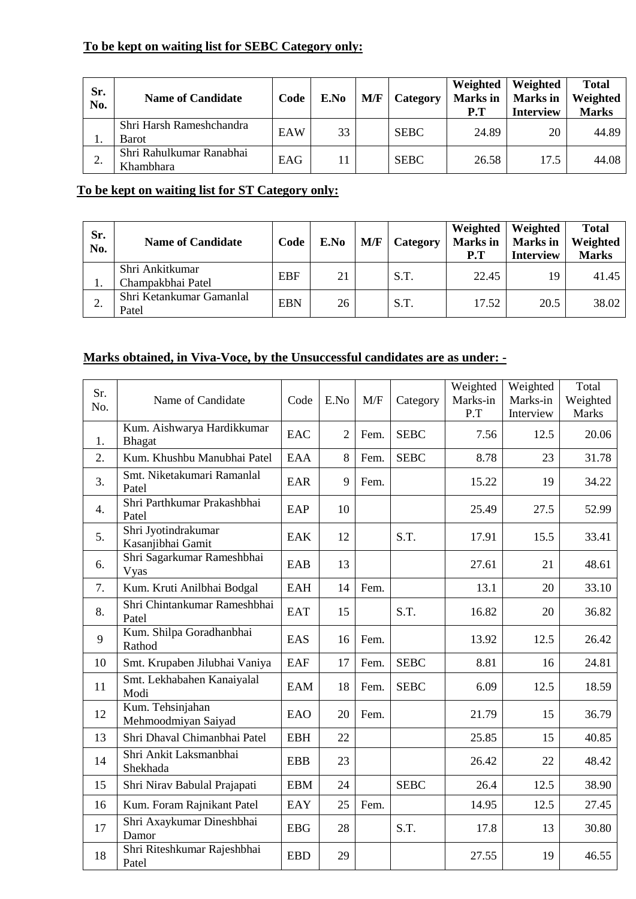**To be kept on waiting list for SEBC Category only:**

| Sr. No. | Name of Candidate | Code | E.No | M/F | Category | Weighted Marks in P.T | Weighted Marks in Interview | Total Weighted Marks |
|---|---|---|---|---|---|---|---|---|
| 1. | Shri Harsh Rameshchandra Barot | EAW | 33 | | SEBC | 24.89 | 20 | 44.89 |
| 2. | Shri Rahulkumar Ranabhai Khambhara | EAG | 11 | | SEBC | 26.58 | 17.5 | 44.08 |

**To be kept on waiting list for ST Category only:**

| Sr. No. | Name of Candidate | Code | E.No | M/F | Category | Weighted Marks in P.T | Weighted Marks in Interview | Total Weighted Marks |
|---|---|---|---|---|---|---|---|---|
| 1. | Shri Ankitkumar Champakbhai Patel | EBF | 21 | | S.T. | 22.45 | 19 | 41.45 |
| 2. | Shri Ketankumar Gamanlal Patel | EBN | 26 | | S.T. | 17.52 | 20.5 | 38.02 |

**Marks obtained, in Viva-Voce, by the Unsuccessful candidates are as under: -**

| Sr. No. | Name of Candidate | Code | E.No | M/F | Category | Weighted Marks-in P.T | Weighted Marks-in Interview | Total Weighted Marks |
|---|---|---|---|---|---|---|---|---|
| 1. | Kum. Aishwarya Hardikkumar Bhagat | EAC | 2 | Fem. | SEBC | 7.56 | 12.5 | 20.06 |
| 2. | Kum. Khushbu Manubhai Patel | EAA | 8 | Fem. | SEBC | 8.78 | 23 | 31.78 |
| 3. | Smt. Niketakumari Ramanlal Patel | EAR | 9 | Fem. | | 15.22 | 19 | 34.22 |
| 4. | Shri Parthkumar Prakashbhai Patel | EAP | 10 | | | 25.49 | 27.5 | 52.99 |
| 5. | Shri Jyotindrakumar Kasanjibhai Gamit | EAK | 12 | | S.T. | 17.91 | 15.5 | 33.41 |
| 6. | Shri Sagarkumar Rameshbhai Vyas | EAB | 13 | | | 27.61 | 21 | 48.61 |
| 7. | Kum. Kruti Anilbhai Bodgal | EAH | 14 | Fem. | | 13.1 | 20 | 33.10 |
| 8. | Shri Chintankumar Rameshbhai Patel | EAT | 15 | | S.T. | 16.82 | 20 | 36.82 |
| 9 | Kum. Shilpa Goradhanbhai Rathod | EAS | 16 | Fem. | | 13.92 | 12.5 | 26.42 |
| 10 | Smt. Krupaben Jilubhai Vaniya | EAF | 17 | Fem. | SEBC | 8.81 | 16 | 24.81 |
| 11 | Smt. Lekhabahen Kanaiyalal Modi | EAM | 18 | Fem. | SEBC | 6.09 | 12.5 | 18.59 |
| 12 | Kum. Tehsinjahan Mehmoodmiyan Saiyad | EAO | 20 | Fem. | | 21.79 | 15 | 36.79 |
| 13 | Shri Dhaval Chimanbhai Patel | EBH | 22 | | | 25.85 | 15 | 40.85 |
| 14 | Shri Ankit Laksmanbhai Shekhada | EBB | 23 | | | 26.42 | 22 | 48.42 |
| 15 | Shri Nirav Babulal Prajapati | EBM | 24 | | SEBC | 26.4 | 12.5 | 38.90 |
| 16 | Kum. Foram Rajnikant Patel | EAY | 25 | Fem. | | 14.95 | 12.5 | 27.45 |
| 17 | Shri Axaykumar Dineshbhai Damor | EBG | 28 | | S.T. | 17.8 | 13 | 30.80 |
| 18 | Shri Riteshkumar Rajeshbhai Patel | EBD | 29 | | | 27.55 | 19 | 46.55 |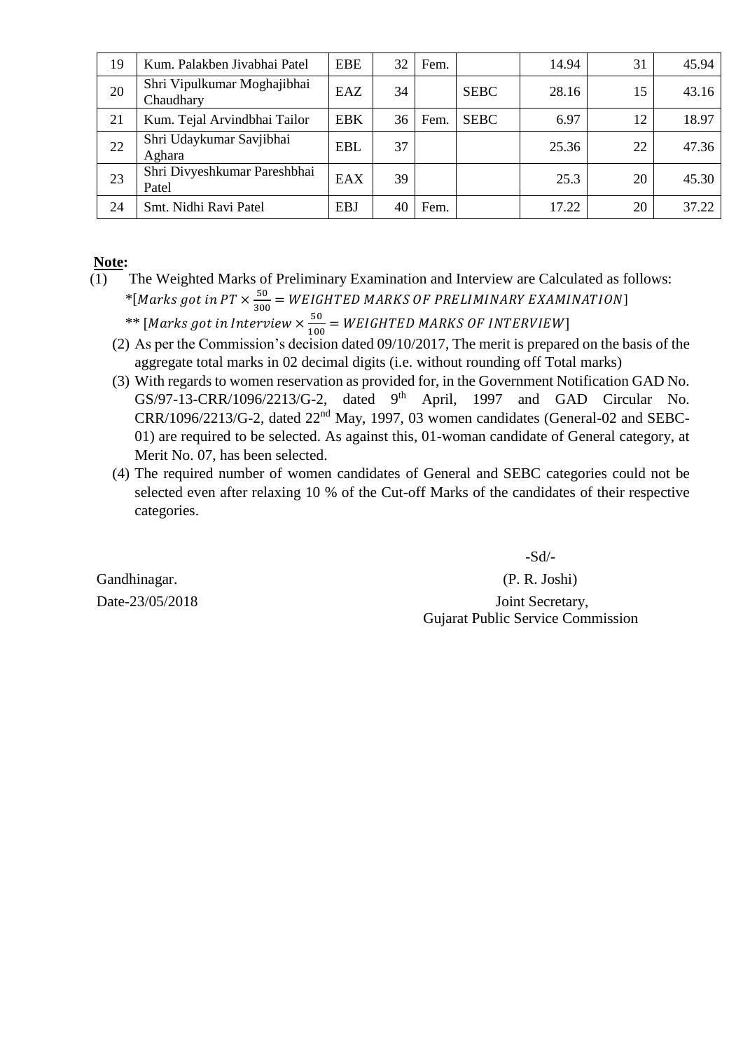| | | | | | | | | |
|---|---|---|---|---|---|---|---|---|
| 19 | Kum. Palakben Jivabhai Patel | EBE | 32 | Fem. | | 14.94 | 31 | 45.94 |
| 20 | Shri Vipulkumar Moghajibhai Chaudhary | EAZ | 34 | | SEBC | 28.16 | 15 | 43.16 |
| 21 | Kum. Tejal Arvindbhai Tailor | EBK | 36 | Fem. | SEBC | 6.97 | 12 | 18.97 |
| 22 | Shri Udaykumar Savjibhai Aghara | EBL | 37 | | | 25.36 | 22 | 47.36 |
| 23 | Shri Divyeshkumar Pareshbhai Patel | EAX | 39 | | | 25.3 | 20 | 45.30 |
| 24 | Smt. Nidhi Ravi Patel | EBJ | 40 | Fem. | | 17.22 | 20 | 37.22 |

**Note:**

(1) The Weighted Marks of Preliminary Examination and Interview are Calculated as follows:

*[$Marks\ got\ in\ PT \times \frac{50}{300} = WEIGHTED\ MARKS\ OF\ PRELIMINARY\ EXAMINATION$]

** [$Marks\ got\ in\ Interview \times \frac{50}{100} = WEIGHTED\ MARKS\ OF\ INTERVIEW$]

(2) As per the Commission's decision dated 09/10/2017, The merit is prepared on the basis of the aggregate total marks in 02 decimal digits (i.e. without rounding off Total marks)

(3) With regards to women reservation as provided for, in the Government Notification GAD No. GS/97-13-CRR/1096/2213/G-2, dated 9th April, 1997 and GAD Circular No. CRR/1096/2213/G-2, dated 22nd May, 1997, 03 women candidates (General-02 and SEBC-01) are required to be selected. As against this, 01-woman candidate of General category, at Merit No. 07, has been selected.

(4) The required number of women candidates of General and SEBC categories could not be selected even after relaxing 10 % of the Cut-off Marks of the candidates of their respective categories.

-Sd/-

Gandhinagar.

(P. R. Joshi)

Date-23/05/2018

Joint Secretary,
Gujarat Public Service Commission